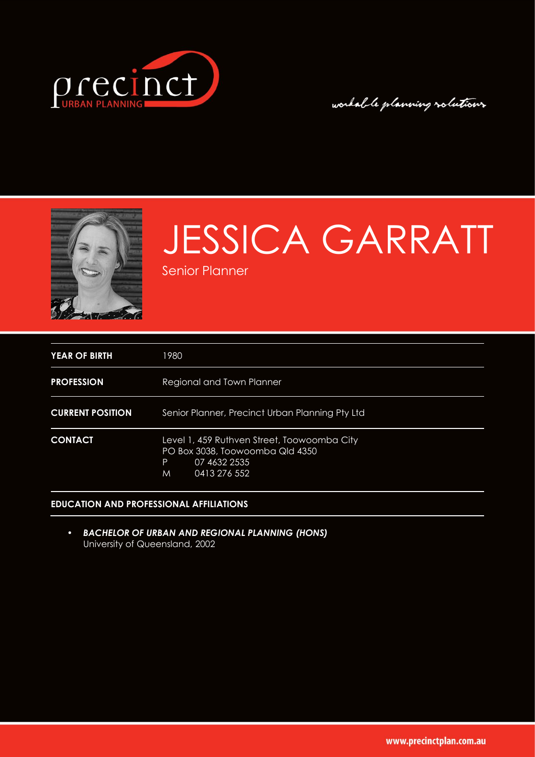precinct URBAN PLANNING

workable planning solutions

# JESSICA GARRATT

Senior Planner

| | |
|---|---|
| **YEAR OF BIRTH** | 1980 |
| **PROFESSION** | Regional and Town Planner |
| **CURRENT POSITION** | Senior Planner, Precinct Urban Planning Pty Ltd |
| **CONTACT** | Level 1, 459 Ruthven Street, Toowoomba City<br>PO Box 3038, Toowoomba Qld 4350<br>P 07 4632 2535<br>M 0413 276 552 |

## EDUCATION AND PROFESSIONAL AFFILIATIONS

- ***BACHELOR OF URBAN AND REGIONAL PLANNING (HONS)***
  University of Queensland, 2002

www.precinctplan.com.au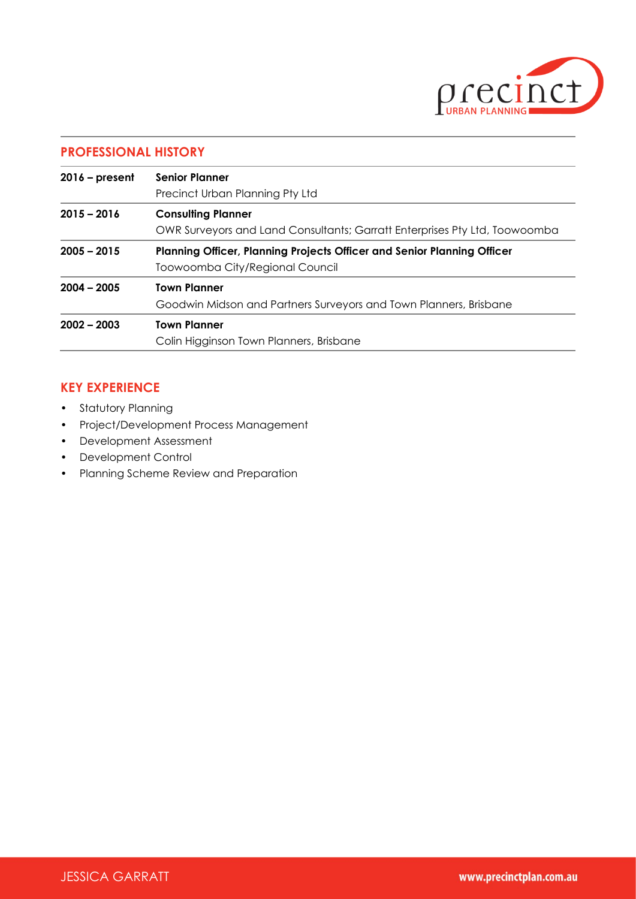## PROFESSIONAL HISTORY

| | |
|---|---|
| **2016 – present** | **Senior Planner**<br>Precinct Urban Planning Pty Ltd |
| **2015 – 2016** | **Consulting Planner**<br>OWR Surveyors and Land Consultants; Garratt Enterprises Pty Ltd, Toowoomba |
| **2005 – 2015** | **Planning Officer, Planning Projects Officer and Senior Planning Officer**<br>Toowoomba City/Regional Council |
| **2004 – 2005** | **Town Planner**<br>Goodwin Midson and Partners Surveyors and Town Planners, Brisbane |
| **2002 – 2003** | **Town Planner**<br>Colin Higginson Town Planners, Brisbane |

## KEY EXPERIENCE

- Statutory Planning
- Project/Development Process Management
- Development Assessment
- Development Control
- Planning Scheme Review and Preparation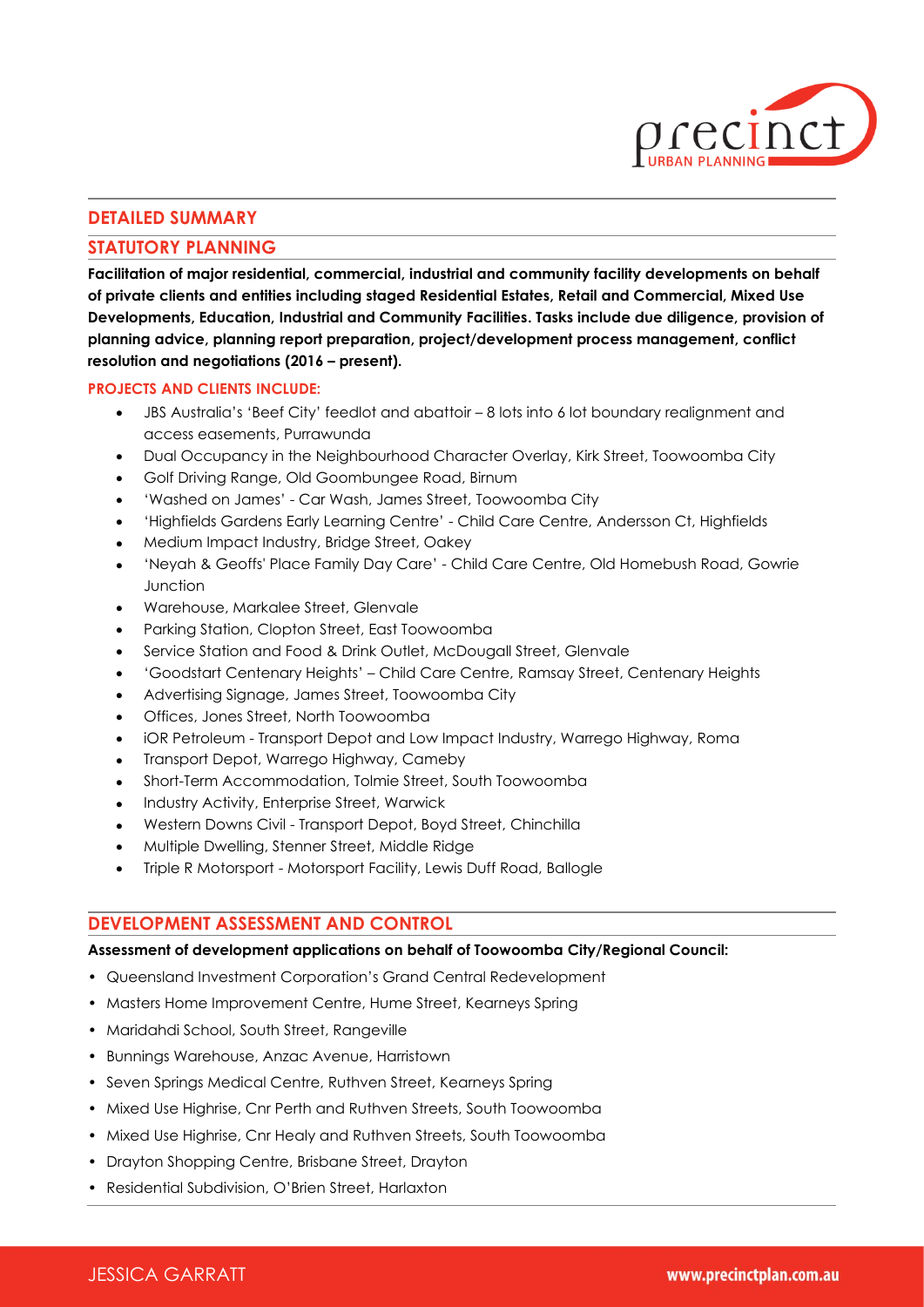## DETAILED SUMMARY

## STATUTORY PLANNING

**Facilitation of major residential, commercial, industrial and community facility developments on behalf of private clients and entities including staged Residential Estates, Retail and Commercial, Mixed Use Developments, Education, Industrial and Community Facilities. Tasks include due diligence, provision of planning advice, planning report preparation, project/development process management, conflict resolution and negotiations (2016 – present).**

### PROJECTS AND CLIENTS INCLUDE:

- JBS Australia's 'Beef City' feedlot and abattoir – 8 lots into 6 lot boundary realignment and access easements, Purrawunda
- Dual Occupancy in the Neighbourhood Character Overlay, Kirk Street, Toowoomba City
- Golf Driving Range, Old Goombungee Road, Birnum
- 'Washed on James' - Car Wash, James Street, Toowoomba City
- 'Highfields Gardens Early Learning Centre' - Child Care Centre, Andersson Ct, Highfields
- Medium Impact Industry, Bridge Street, Oakey
- 'Neyah & Geoffs' Place Family Day Care' - Child Care Centre, Old Homebush Road, Gowrie Junction
- Warehouse, Markalee Street, Glenvale
- Parking Station, Clopton Street, East Toowoomba
- Service Station and Food & Drink Outlet, McDougall Street, Glenvale
- 'Goodstart Centenary Heights' – Child Care Centre, Ramsay Street, Centenary Heights
- Advertising Signage, James Street, Toowoomba City
- Offices, Jones Street, North Toowoomba
- iOR Petroleum - Transport Depot and Low Impact Industry, Warrego Highway, Roma
- Transport Depot, Warrego Highway, Cameby
- Short-Term Accommodation, Tolmie Street, South Toowoomba
- Industry Activity, Enterprise Street, Warwick
- Western Downs Civil - Transport Depot, Boyd Street, Chinchilla
- Multiple Dwelling, Stenner Street, Middle Ridge
- Triple R Motorsport - Motorsport Facility, Lewis Duff Road, Ballogie

## DEVELOPMENT ASSESSMENT AND CONTROL

**Assessment of development applications on behalf of Toowoomba City/Regional Council:**

- Queensland Investment Corporation's Grand Central Redevelopment
- Masters Home Improvement Centre, Hume Street, Kearneys Spring
- Maridahdi School, South Street, Rangeville
- Bunnings Warehouse, Anzac Avenue, Harristown
- Seven Springs Medical Centre, Ruthven Street, Kearneys Spring
- Mixed Use Highrise, Cnr Perth and Ruthven Streets, South Toowoomba
- Mixed Use Highrise, Cnr Healy and Ruthven Streets, South Toowoomba
- Drayton Shopping Centre, Brisbane Street, Drayton
- Residential Subdivision, O'Brien Street, Harlaxton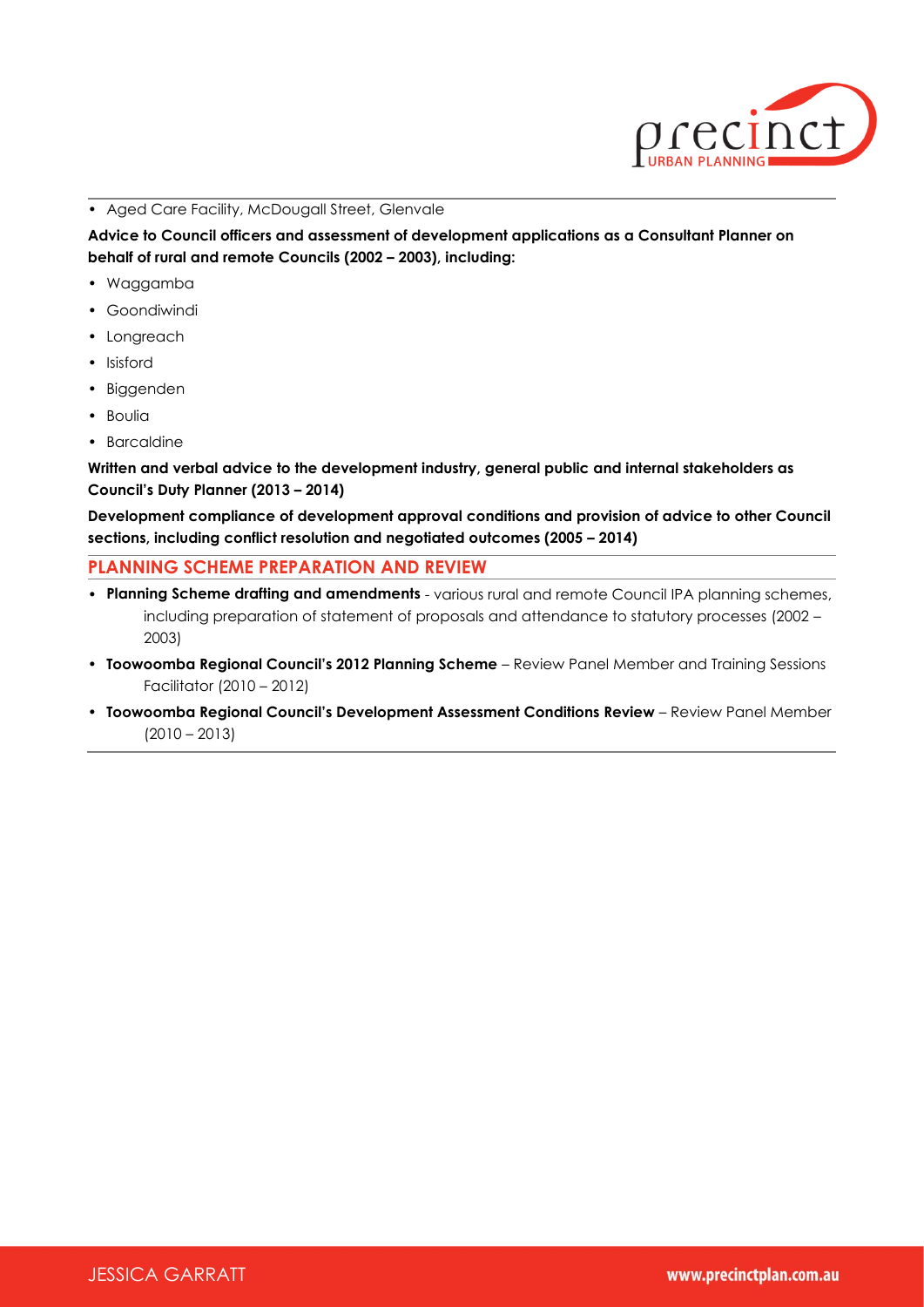- Aged Care Facility, McDougall Street, Glenvale

**Advice to Council officers and assessment of development applications as a Consultant Planner on behalf of rural and remote Councils (2002 – 2003), including:**

- Waggamba
- Goondiwindi
- Longreach
- Isisford
- Biggenden
- Boulia
- Barcaldine

**Written and verbal advice to the development industry, general public and internal stakeholders as Council's Duty Planner (2013 – 2014)**

**Development compliance of development approval conditions and provision of advice to other Council sections, including conflict resolution and negotiated outcomes (2005 – 2014)**

## PLANNING SCHEME PREPARATION AND REVIEW

- **Planning Scheme drafting and amendments** - various rural and remote Council IPA planning schemes, including preparation of statement of proposals and attendance to statutory processes (2002 – 2003)
- **Toowoomba Regional Council's 2012 Planning Scheme** – Review Panel Member and Training Sessions Facilitator (2010 – 2012)
- **Toowoomba Regional Council's Development Assessment Conditions Review** – Review Panel Member (2010 – 2013)